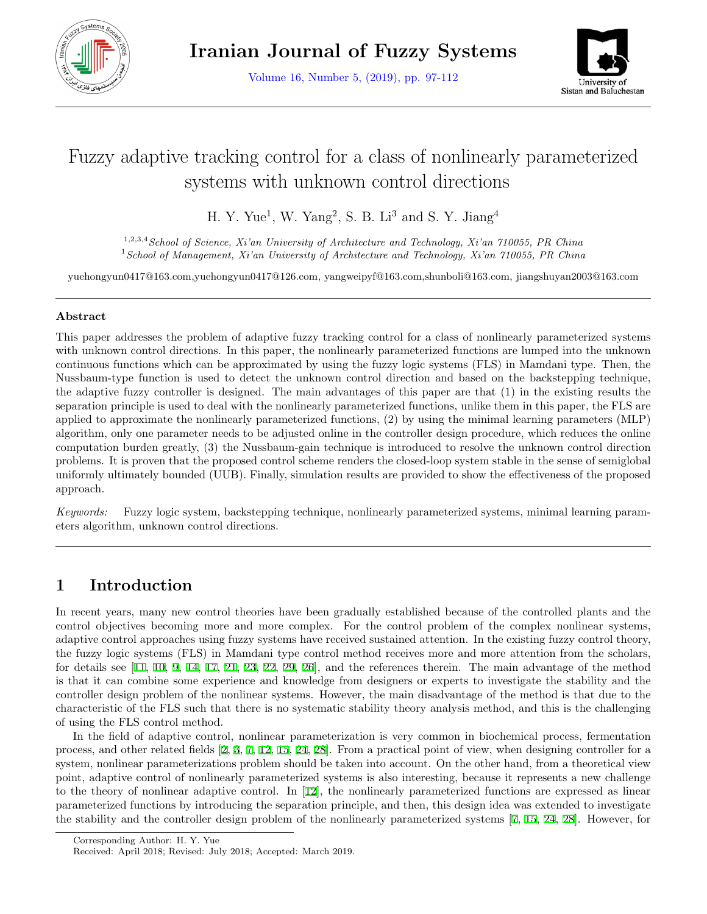# Fuzzy adaptive tracking control for a class of nonlinearly parameterized systems with unknown control directions

H. Y. Yue[1], W. Yang[2], S. B. Li[3] and S. Y. Jiang[4]

[1,2,3,4] *School of Science, Xi'an University of Architecture and Technology, Xi'an 710055, PR China*
[1] *School of Management, Xi'an University of Architecture and Technology, Xi'an 710055, PR China*

yuehongyun0417@163.com,yuehongyun0417@126.com, yangweipyf@163.com,shunboli@163.com, jiangshuyan2003@163.com

---

### Abstract

This paper addresses the problem of adaptive fuzzy tracking control for a class of nonlinearly parameterized systems with unknown control directions. In this paper, the nonlinearly parameterized functions are lumped into the unknown continuous functions which can be approximated by using the fuzzy logic systems (FLS) in Mamdani type. Then, the Nussbaum-type function is used to detect the unknown control direction and based on the backstepping technique, the adaptive fuzzy controller is designed. The main advantages of this paper are that (1) in the existing results the separation principle is used to deal with the nonlinearly parameterized functions, unlike them in this paper, the FLS are applied to approximate the nonlinearly parameterized functions, (2) by using the minimal learning parameters (MLP) algorithm, only one parameter needs to be adjusted online in the controller design procedure, which reduces the online computation burden greatly, (3) the Nussbaum-gain technique is introduced to resolve the unknown control direction problems. It is proven that the proposed control scheme renders the closed-loop system stable in the sense of semiglobal uniformly ultimately bounded (UUB). Finally, simulation results are provided to show the effectiveness of the proposed approach.

*Keywords:* Fuzzy logic system, backstepping technique, nonlinearly parameterized systems, minimal learning parameters algorithm, unknown control directions.

---

## 1 Introduction

In recent years, many new control theories have been gradually established because of the controlled plants and the control objectives becoming more and more complex. For the control problem of the complex nonlinear systems, adaptive control approaches using fuzzy systems have received sustained attention. In the existing fuzzy control theory, the fuzzy logic systems (FLS) in Mamdani type control method receives more and more attention from the scholars, for details see [11, 10, 9, 14, 17, 21, 23, 22, 29, 26], and the references therein. The main advantage of the method is that it can combine some experience and knowledge from designers or experts to investigate the stability and the controller design problem of the nonlinear systems. However, the main disadvantage of the method is that due to the characteristic of the FLS such that there is no systematic stability theory analysis method, and this is the challenging of using the FLS control method.

In the field of adaptive control, nonlinear parameterization is very common in biochemical process, fermentation process, and other related fields [2, 3, 7, 12, 15, 24, 28]. From a practical point of view, when designing controller for a system, nonlinear parameterizations problem should be taken into account. On the other hand, from a theoretical view point, adaptive control of nonlinearly parameterized systems is also interesting, because it represents a new challenge to the theory of nonlinear adaptive control. In [12], the nonlinearly parameterized functions are expressed as linear parameterized functions by introducing the separation principle, and then, this design idea was extended to investigate the stability and the controller design problem of the nonlinearly parameterized systems [7, 15, 24, 28]. However, for

Corresponding Author: H. Y. Yue
Received: April 2018; Revised: July 2018; Accepted: March 2019.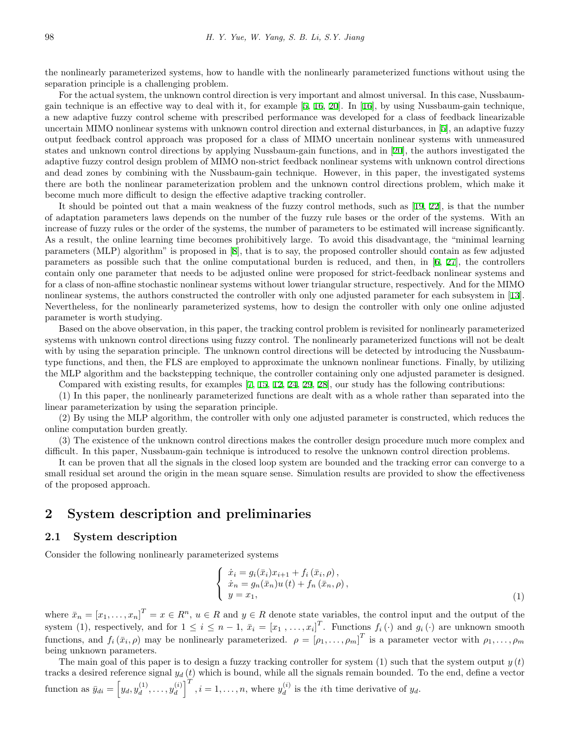the nonlinearly parameterized systems, how to handle with the nonlinearly parameterized functions without using the separation principle is a challenging problem.

For the actual system, the unknown control direction is very important and almost universal. In this case, Nussbaum-gain technique is an effective way to deal with it, for example [5, 16, 20]. In [16], by using Nussbaum-gain technique, a new adaptive fuzzy control scheme with prescribed performance was developed for a class of feedback linearizable uncertain MIMO nonlinear systems with unknown control direction and external disturbances, in [5], an adaptive fuzzy output feedback control approach was proposed for a class of MIMO uncertain nonlinear systems with unmeasured states and unknown control directions by applying Nussbaum-gain functions, and in [20], the authors investigated the adaptive fuzzy control design problem of MIMO non-strict feedback nonlinear systems with unknown control directions and dead zones by combining with the Nussbaum-gain technique. However, in this paper, the investigated systems there are both the nonlinear parameterization problem and the unknown control directions problem, which make it become much more difficult to design the effective adaptive tracking controller.

It should be pointed out that a main weakness of the fuzzy control methods, such as [19, 22], is that the number of adaptation parameters laws depends on the number of the fuzzy rule bases or the order of the systems. With an increase of fuzzy rules or the order of the systems, the number of parameters to be estimated will increase significantly. As a result, the online learning time becomes prohibitively large. To avoid this disadvantage, the "minimal learning parameters (MLP) algorithm" is proposed in [8], that is to say, the proposed controller should contain as few adjusted parameters as possible such that the online computational burden is reduced, and then, in [6, 27], the controllers contain only one parameter that needs to be adjusted online were proposed for strict-feedback nonlinear systems and for a class of non-affine stochastic nonlinear systems without lower triangular structure, respectively. And for the MIMO nonlinear systems, the authors constructed the controller with only one adjusted parameter for each subsystem in [13]. Nevertheless, for the nonlinearly parameterized systems, how to design the controller with only one online adjusted parameter is worth studying.

Based on the above observation, in this paper, the tracking control problem is revisited for nonlinearly parameterized systems with unknown control directions using fuzzy control. The nonlinearly parameterized functions will not be dealt with by using the separation principle. The unknown control directions will be detected by introducing the Nussbaum-type functions, and then, the FLS are employed to approximate the unknown nonlinear functions. Finally, by utilizing the MLP algorithm and the backstepping technique, the controller containing only one adjusted parameter is designed.

Compared with existing results, for examples [7, 15, 12, 24, 29, 28], our study has the following contributions:

(1) In this paper, the nonlinearly parameterized functions are dealt with as a whole rather than separated into the linear parameterization by using the separation principle.

(2) By using the MLP algorithm, the controller with only one adjusted parameter is constructed, which reduces the online computation burden greatly.

(3) The existence of the unknown control directions makes the controller design procedure much more complex and difficult. In this paper, Nussbaum-gain technique is introduced to resolve the unknown control direction problems.

It can be proven that all the signals in the closed loop system are bounded and the tracking error can converge to a small residual set around the origin in the mean square sense. Simulation results are provided to show the effectiveness of the proposed approach.

## 2 System description and preliminaries

### 2.1 System description

Consider the following nonlinearly parameterized systems

$$
\begin{cases}
\dot{x}_i = g_i(\bar{x}_i)x_{i+1} + f_i(\bar{x}_i, \rho), \\
\dot{x}_n = g_n(\bar{x}_n)u(t) + f_n(\bar{x}_n, \rho), \\
y = x_1,
\end{cases}
\tag{1}
$$

where $\bar{x}_n = [x_1, \ldots, x_n]^T = x \in R^n$, $u \in R$ and $y \in R$ denote state variables, the control input and the output of the system (1), respectively, and for $1 \leq i \leq n-1$, $\bar{x}_i = [x_1, \ldots, x_i]^T$. Functions $f_i(\cdot)$ and $g_i(\cdot)$ are unknown smooth functions, and $f_i(\bar{x}_i, \rho)$ may be nonlinearly parameterized. $\rho = [\rho_1, \ldots, \rho_m]^T$ is a parameter vector with $\rho_1, \ldots, \rho_m$ being unknown parameters.

The main goal of this paper is to design a fuzzy tracking controller for system (1) such that the system output $y(t)$ tracks a desired reference signal $y_d(t)$ which is bound, while all the signals remain bounded. To the end, define a vector function as $\bar{y}_{di} = \left[y_d, y_d^{(1)}, \ldots, y_d^{(i)}\right]^T$, $i = 1, \ldots, n$, where $y_d^{(i)}$ is the $i$th time derivative of $y_d$.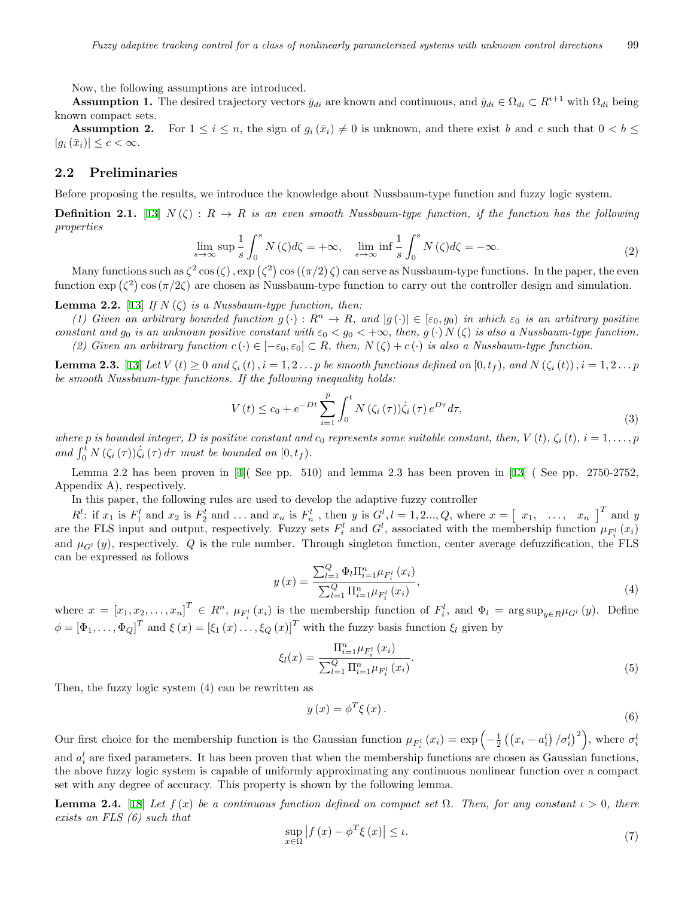Now, the following assumptions are introduced.

**Assumption 1.** The desired trajectory vectors $\bar{y}_{di}$ are known and continuous, and $\bar{y}_{di} \in \Omega_{di} \subset R^{i+1}$ with $\Omega_{di}$ being known compact sets.

**Assumption 2.** For $1 \le i \le n$, the sign of $g_i(\bar{x}_i) \ne 0$ is unknown, and there exist $b$ and $c$ such that $0 < b \le |g_i(\bar{x}_i)| \le c < \infty$.

## 2.2 Preliminaries

Before proposing the results, we introduce the knowledge about Nussbaum-type function and fuzzy logic system.

**Definition 2.1.** [13] *$N(\zeta): R \to R$ is an even smooth Nussbaum-type function, if the function has the following properties*

$$\lim_{s\to\infty} \sup \frac{1}{s}\int_0^s N(\zeta)d\zeta = +\infty, \quad \lim_{s\to\infty} \inf \frac{1}{s}\int_0^s N(\zeta)d\zeta = -\infty. \tag{2}$$

Many functions such as $\zeta^2\cos(\zeta), \exp(\zeta^2)\cos((\pi/2)\zeta)$ can serve as Nussbaum-type functions. In the paper, the even function $\exp(\zeta^2)\cos(\pi/2\zeta)$ are chosen as Nussbaum-type function to carry out the controller design and simulation.

**Lemma 2.2.** [13] *If $N(\zeta)$ is a Nussbaum-type function, then:*

*(1) Given an arbitrary bounded function $g(\cdot): R^n \to R$, and $|g(\cdot)| \in [\varepsilon_0, g_0)$ in which $\varepsilon_0$ is an arbitrary positive constant and $g_0$ is an unknown positive constant with $\varepsilon_0 < g_0 < +\infty$, then, $g(\cdot)N(\zeta)$ is also a Nussbaum-type function.*

*(2) Given an arbitrary function $c(\cdot) \in [-\varepsilon_0, \varepsilon_0] \subset R$, then, $N(\zeta) + c(\cdot)$ is also a Nussbaum-type function.*

**Lemma 2.3.** [13] *Let $V(t) \ge 0$ and $\zeta_i(t), i = 1, 2\ldots p$ be smooth functions defined on $[0, t_f)$, and $N(\zeta_i(t)), i = 1, 2\ldots p$ be smooth Nussbaum-type functions. If the following inequality holds:*

$$V(t) \le c_0 + e^{-Dt}\sum_{i=1}^{p}\int_0^t N(\zeta_i(\tau))\dot{\zeta}_i(\tau)e^{D\tau}d\tau, \tag{3}$$

*where $p$ is bounded integer, $D$ is positive constant and $c_0$ represents some suitable constant, then, $V(t)$, $\zeta_i(t)$, $i = 1, \ldots, p$ and $\int_0^t N(\zeta_i(\tau))\dot{\zeta}_i(\tau)d\tau$ must be bounded on $[0, t_f)$.*

Lemma 2.2 has been proven in [4]( See pp. 510) and lemma 2.3 has been proven in [13] ( See pp. 2750-2752, Appendix A), respectively.

In this paper, the following rules are used to develop the adaptive fuzzy controller

$R^l$: if $x_1$ is $F_1^l$ and $x_2$ is $F_2^l$ and ... and $x_n$ is $F_n^l$ , then $y$ is $G^l, l = 1, 2..., Q$, where $x = \begin{bmatrix} x_1, & \ldots, & x_n \end{bmatrix}^T$ and $y$ are the FLS input and output, respectively. Fuzzy sets $F_i^l$ and $G^l$, associated with the membership function $\mu_{F_i^l}(x_i)$ and $\mu_{G^l}(y)$, respectively. $Q$ is the rule number. Through singleton function, center average defuzzification, the FLS can be expressed as follows

$$y(x) = \frac{\sum_{l=1}^{Q}\Phi_l\Pi_{i=1}^{n}\mu_{F_i^l}(x_i)}{\sum_{l=1}^{Q}\Pi_{i=1}^{n}\mu_{F_i^l}(x_i)}, \tag{4}$$

where $x = [x_1, x_2, \ldots, x_n]^T \in R^n$, $\mu_{F_i^l}(x_i)$ is the membership function of $F_i^l$, and $\Phi_l = \arg\sup_{y\in R}\mu_{G^l}(y)$. Define $\phi = [\Phi_1, \ldots, \Phi_Q]^T$ and $\xi(x) = [\xi_1(x)\ldots, \xi_Q(x)]^T$ with the fuzzy basis function $\xi_l$ given by

$$\xi_l(x) = \frac{\Pi_{i=1}^{n}\mu_{F_i^l}(x_i)}{\sum_{l=1}^{Q}\Pi_{i=1}^{n}\mu_{F_i^l}(x_i)}. \tag{5}$$

Then, the fuzzy logic system (4) can be rewritten as

$$y(x) = \phi^T\xi(x). \tag{6}$$

Our first choice for the membership function is the Gaussian function $\mu_{F_i^l}(x_i) = \exp\left(-\frac{1}{2}\left(\left(x_i - a_i^l\right)/\sigma_i^l\right)^2\right)$, where $\sigma_i^l$ and $a_i^l$ are fixed parameters. It has been proven that when the membership functions are chosen as Gaussian functions, the above fuzzy logic system is capable of uniformly approximating any continuous nonlinear function over a compact set with any degree of accuracy. This property is shown by the following lemma.

**Lemma 2.4.** [18] *Let $f(x)$ be a continuous function defined on compact set $\Omega$. Then, for any constant $\iota > 0$, there exists an FLS (6) such that*

$$\sup_{x\in\Omega}\left|f(x) - \phi^T\xi(x)\right| \le \iota. \tag{7}$$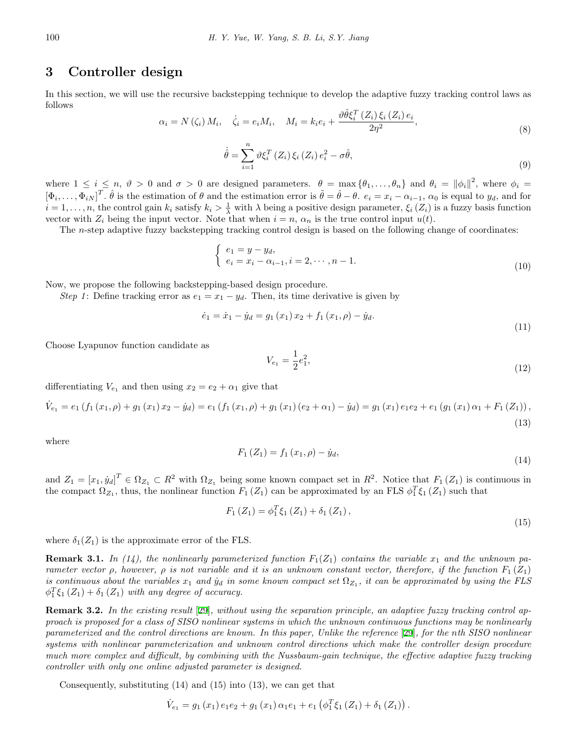## 3 Controller design

In this section, we will use the recursive backstepping technique to develop the adaptive fuzzy tracking control laws as follows

$$\alpha_i = N\left(\zeta_i\right) M_i, \quad \dot{\zeta}_i = e_i M_i, \quad M_i = k_i e_i + \frac{\vartheta \hat{\theta} \xi_i^T\left(Z_i\right) \xi_i\left(Z_i\right) e_i}{2\eta^2}, \tag{8}$$

$$\dot{\hat{\theta}} = \sum_{i=1}^{n} \vartheta \xi_i^T\left(Z_i\right) \xi_i\left(Z_i\right) e_i^2 - \sigma \hat{\theta}, \tag{9}$$

where $1 \leq i \leq n$, $\vartheta > 0$ and $\sigma > 0$ are designed parameters. $\theta = \max\{\theta_1, \ldots, \theta_n\}$ and $\theta_i = \|\phi_i\|^2$, where $\phi_i = [\Phi_i, \ldots, \Phi_{iN}]^T$. $\hat{\theta}$ is the estimation of $\theta$ and the estimation error is $\tilde{\theta} = \hat{\theta} - \theta$. $e_i = x_i - \alpha_{i-1}$, $\alpha_0$ is equal to $y_d$, and for $i = 1, \ldots, n$, the control gain $k_i$ satisfy $k_i > \frac{1}{\lambda}$ with $\lambda$ being a positive design parameter, $\xi_i\left(Z_i\right)$ is a fuzzy basis function vector with $Z_i$ being the input vector. Note that when $i = n$, $\alpha_n$ is the true control input $u(t)$.

The $n$-step adaptive fuzzy backstepping tracking control design is based on the following change of coordinates:

$$\begin{cases} e_1 = y - y_d, \\ e_i = x_i - \alpha_{i-1}, i = 2, \cdots, n-1. \end{cases} \tag{10}$$

Now, we propose the following backstepping-based design procedure.

*Step 1*: Define tracking error as $e_1 = x_1 - y_d$. Then, its time derivative is given by

$$\dot{e}_1 = \dot{x}_1 - \dot{y}_d = g_1\left(x_1\right) x_2 + f_1\left(x_1, \rho\right) - \dot{y}_d. \tag{11}$$

Choose Lyapunov function candidate as

$$V_{e_1} = \frac{1}{2} e_1^2, \tag{12}$$

differentiating $V_{e_1}$ and then using $x_2 = e_2 + \alpha_1$ give that

$$\dot{V}_{e_1} = e_1\left(f_1\left(x_1, \rho\right) + g_1\left(x_1\right) x_2 - \dot{y}_d\right) = e_1\left(f_1\left(x_1, \rho\right) + g_1\left(x_1\right)\left(e_2 + \alpha_1\right) - \dot{y}_d\right) = g_1\left(x_1\right) e_1 e_2 + e_1\left(g_1\left(x_1\right) \alpha_1 + F_1\left(Z_1\right)\right), \tag{13}$$

where

$$F_1\left(Z_1\right) = f_1\left(x_1, \rho\right) - \dot{y}_d, \tag{14}$$

and $Z_1 = [x_1, \dot{y}_d]^T \in \Omega_{Z_1} \subset R^2$ with $\Omega_{Z_1}$ being some known compact set in $R^2$. Notice that $F_1\left(Z_1\right)$ is continuous in the compact $\Omega_{Z_1}$, thus, the nonlinear function $F_1\left(Z_1\right)$ can be approximated by an FLS $\phi_1^T \xi_1\left(Z_1\right)$ such that

$$F_1\left(Z_1\right) = \phi_1^T \xi_1\left(Z_1\right) + \delta_1\left(Z_1\right), \tag{15}$$

where $\delta_1(Z_1)$ is the approximate error of the FLS.

**Remark 3.1.** *In (14), the nonlinearly parameterized function $F_1(Z_1)$ contains the variable $x_1$ and the unknown parameter vector $\rho$, however, $\rho$ is not variable and it is an unknown constant vector, therefore, if the function $F_1\left(Z_1\right)$ is continuous about the variables $x_1$ and $\dot{y}_d$ in some known compact set $\Omega_{Z_1}$, it can be approximated by using the FLS $\phi_1^T \xi_1\left(Z_1\right) + \delta_1\left(Z_1\right)$ with any degree of accuracy.*

**Remark 3.2.** *In the existing result [29], without using the separation principle, an adaptive fuzzy tracking control approach is proposed for a class of SISO nonlinear systems in which the unknown continuous functions may be nonlinearly parameterized and the control directions are known. In this paper, Unlike the reference [29], for the nth SISO nonlinear systems with nonlinear parameterization and unknown control directions which make the controller design procedure much more complex and difficult, by combining with the Nussbaum-gain technique, the effective adaptive fuzzy tracking controller with only one online adjusted parameter is designed.*

Consequently, substituting (14) and (15) into (13), we can get that

$$\dot{V}_{e_1} = g_1\left(x_1\right) e_1 e_2 + g_1\left(x_1\right) \alpha_1 e_1 + e_1\left(\phi_1^T \xi_1\left(Z_1\right) + \delta_1\left(Z_1\right)\right).$$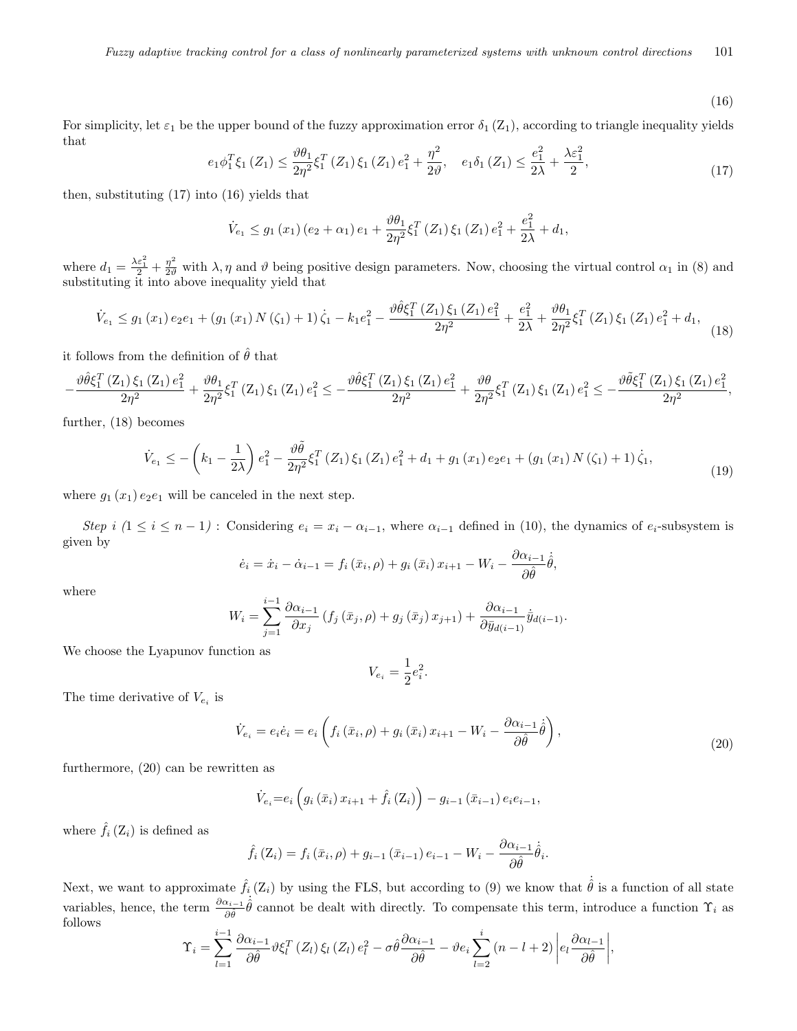$$(16)$$

For simplicity, let $\varepsilon_1$ be the upper bound of the fuzzy approximation error $\delta_1(Z_1)$, according to triangle inequality yields that

$$e_1\phi_1^T\xi_1(Z_1) \le \frac{\vartheta\theta_1}{2\eta^2}\xi_1^T(Z_1)\xi_1(Z_1)e_1^2 + \frac{\eta^2}{2\vartheta}, \quad e_1\delta_1(Z_1) \le \frac{e_1^2}{2\lambda} + \frac{\lambda\varepsilon_1^2}{2}, \tag{17}$$

then, substituting (17) into (16) yields that

$$\dot{V}_{e_1} \le g_1(x_1)(e_2+\alpha_1)e_1 + \frac{\vartheta\theta_1}{2\eta^2}\xi_1^T(Z_1)\xi_1(Z_1)e_1^2 + \frac{e_1^2}{2\lambda} + d_1,$$

where $d_1 = \frac{\lambda\varepsilon_1^2}{2} + \frac{\eta^2}{2\vartheta}$ with $\lambda, \eta$ and $\vartheta$ being positive design parameters. Now, choosing the virtual control $\alpha_1$ in (8) and substituting it into above inequality yield that

$$\dot{V}_{e_1} \le g_1(x_1)e_2e_1 + (g_1(x_1)N(\zeta_1)+1)\dot{\zeta}_1 - k_1e_1^2 - \frac{\vartheta\hat{\theta}\xi_1^T(Z_1)\xi_1(Z_1)e_1^2}{2\eta^2} + \frac{e_1^2}{2\lambda} + \frac{\vartheta\theta_1}{2\eta^2}\xi_1^T(Z_1)\xi_1(Z_1)e_1^2 + d_1, \tag{18}$$

it follows from the definition of $\hat{\theta}$ that

$$-\frac{\vartheta\hat{\theta}\xi_1^T(Z_1)\xi_1(Z_1)e_1^2}{2\eta^2} + \frac{\vartheta\theta_1}{2\eta^2}\xi_1^T(Z_1)\xi_1(Z_1)e_1^2 \le -\frac{\vartheta\hat{\theta}\xi_1^T(Z_1)\xi_1(Z_1)e_1^2}{2\eta^2} + \frac{\vartheta\theta}{2\eta^2}\xi_1^T(Z_1)\xi_1(Z_1)e_1^2 \le -\frac{\vartheta\tilde{\theta}\xi_1^T(Z_1)\xi_1(Z_1)e_1^2}{2\eta^2},$$

further, (18) becomes

$$\dot{V}_{e_1} \le -\left(k_1 - \frac{1}{2\lambda}\right)e_1^2 - \frac{\vartheta\tilde{\theta}}{2\eta^2}\xi_1^T(Z_1)\xi_1(Z_1)e_1^2 + d_1 + g_1(x_1)e_2e_1 + (g_1(x_1)N(\zeta_1)+1)\dot{\zeta}_1, \tag{19}$$

where $g_1(x_1)e_2e_1$ will be canceled in the next step.

*Step i* $(1 \le i \le n-1)$ : Considering $e_i = x_i - \alpha_{i-1}$, where $\alpha_{i-1}$ defined in (10), the dynamics of $e_i$-subsystem is given by

$$\dot{e}_i = \dot{x}_i - \dot{\alpha}_{i-1} = f_i(\bar{x}_i,\rho) + g_i(\bar{x}_i)x_{i+1} - W_i - \frac{\partial\alpha_{i-1}}{\partial\hat{\theta}}\dot{\hat{\theta}},$$

where

$$W_i = \sum_{j=1}^{i-1}\frac{\partial\alpha_{i-1}}{\partial x_j}(f_j(\bar{x}_j,\rho) + g_j(\bar{x}_j)x_{j+1}) + \frac{\partial\alpha_{i-1}}{\partial\bar{y}_{d(i-1)}}\dot{\bar{y}}_{d(i-1)}.$$

We choose the Lyapunov function as

$$V_{e_i} = \frac{1}{2}e_i^2.$$

The time derivative of $V_{e_i}$ is

$$\dot{V}_{e_i} = e_i\dot{e}_i = e_i\left(f_i(\bar{x}_i,\rho) + g_i(\bar{x}_i)x_{i+1} - W_i - \frac{\partial\alpha_{i-1}}{\partial\hat{\theta}}\dot{\hat{\theta}}\right), \tag{20}$$

furthermore, (20) can be rewritten as

$$\dot{V}_{e_i} = e_i\left(g_i(\bar{x}_i)x_{i+1} + \hat{f}_i(\mathrm{Z}_i)\right) - g_{i-1}(\bar{x}_{i-1})e_ie_{i-1},$$

where $\hat{f}_i(\mathrm{Z}_i)$ is defined as

$$\hat{f}_i(\mathrm{Z}_i) = f_i(\bar{x}_i,\rho) + g_{i-1}(\bar{x}_{i-1})e_{i-1} - W_i - \frac{\partial\alpha_{i-1}}{\partial\hat{\theta}}\dot{\hat{\theta}}_i.$$

Next, we want to approximate $\hat{f}_i(\mathrm{Z}_i)$ by using the FLS, but according to (9) we know that $\dot{\hat{\theta}}$ is a function of all state variables, hence, the term $\frac{\partial\alpha_{i-1}}{\partial\hat{\theta}}\dot{\hat{\theta}}$ cannot be dealt with directly. To compensate this term, introduce a function $\Upsilon_i$ as follows

$$\Upsilon_i = \sum_{l=1}^{i-1}\frac{\partial\alpha_{i-1}}{\partial\hat{\theta}}\vartheta\xi_l^T(Z_l)\xi_l(Z_l)e_l^2 - \sigma\hat{\theta}\frac{\partial\alpha_{i-1}}{\partial\hat{\theta}} - \vartheta e_i\sum_{l=2}^{i}(n-l+2)\left|e_l\frac{\partial\alpha_{l-1}}{\partial\hat{\theta}}\right|,$$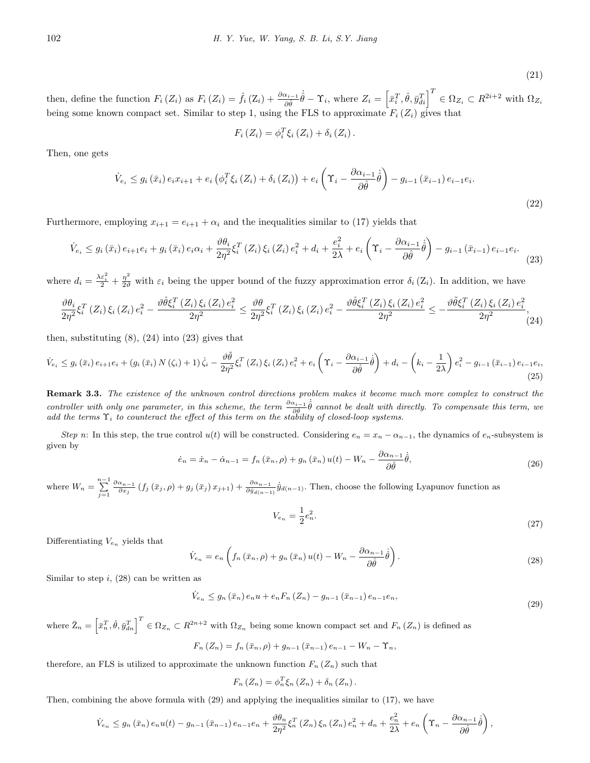$$(21)$$

then, define the function $F_i(Z_i)$ as $F_i(Z_i) = \hat{f}_i(Z_i) + \frac{\partial \alpha_{i-1}}{\partial \hat{\theta}}\dot{\hat{\theta}} - \Upsilon_i$, where $Z_i = \left[\bar{x}_i^T, \hat{\theta}, \bar{y}_{di}^T\right]^T \in \Omega_{Z_i} \subset R^{2i+2}$ with $\Omega_{Z_i}$ being some known compact set. Similar to step 1, using the FLS to approximate $F_i(Z_i)$ gives that

$$F_i(Z_i) = \phi_i^T \xi_i(Z_i) + \delta_i(Z_i).$$

Then, one gets

$$\dot{V}_{e_i} \leq g_i(\bar{x}_i) e_i x_{i+1} + e_i\left(\phi_i^T \xi_i(Z_i) + \delta_i(Z_i)\right) + e_i\left(\Upsilon_i - \frac{\partial \alpha_{i-1}}{\partial \hat{\theta}}\dot{\hat{\theta}}\right) - g_{i-1}(\bar{x}_{i-1}) e_{i-1} e_i. \tag{22}$$

Furthermore, employing $x_{i+1} = e_{i+1} + \alpha_i$ and the inequalities similar to (17) yields that

$$\dot{V}_{e_i} \leq g_i(\bar{x}_i) e_{i+1} e_i + g_i(\bar{x}_i) e_i \alpha_i + \frac{\vartheta \theta_i}{2\eta^2}\xi_i^T(Z_i)\xi_i(Z_i) e_i^2 + d_i + \frac{e_i^2}{2\lambda} + e_i\left(\Upsilon_i - \frac{\partial \alpha_{i-1}}{\partial \hat{\theta}}\dot{\hat{\theta}}\right) - g_{i-1}(\bar{x}_{i-1}) e_{i-1} e_i. \tag{23}$$

where $d_i = \frac{\lambda \varepsilon_i^2}{2} + \frac{\eta^2}{2\vartheta}$ with $\varepsilon_i$ being the upper bound of the fuzzy approximation error $\delta_i(\mathrm{Z}_i)$. In addition, we have

$$\frac{\vartheta \theta_i}{2\eta^2}\xi_i^T(Z_i)\xi_i(Z_i) e_i^2 - \frac{\vartheta \hat{\theta}\xi_i^T(Z_i)\xi_i(Z_i) e_i^2}{2\eta^2} \leq \frac{\vartheta \theta}{2\eta^2}\xi_i^T(Z_i)\xi_i(Z_i) e_i^2 - \frac{\vartheta \hat{\theta}\xi_i^T(Z_i)\xi_i(Z_i) e_i^2}{2\eta^2} \leq -\frac{\vartheta \tilde{\theta}\xi_i^T(Z_i)\xi_i(Z_i) e_i^2}{2\eta^2}, \tag{24}$$

then, substituting (8), (24) into (23) gives that

$$\dot{V}_{e_i} \leq g_i(\bar{x}_i) e_{i+1} e_i + \left(g_i(\bar{x}_i) N(\zeta_i) + 1\right)\dot{\zeta}_i - \frac{\vartheta \tilde{\theta}}{2\eta^2}\xi_i^T(Z_i)\xi_i(Z_i) e_i^2 + e_i\left(\Upsilon_i - \frac{\partial \alpha_{i-1}}{\partial \hat{\theta}}\dot{\hat{\theta}}\right) + d_i - \left(k_i - \frac{1}{2\lambda}\right) e_i^2 - g_{i-1}(\bar{x}_{i-1}) e_{i-1} e_i, \tag{25}$$

**Remark 3.3.** *The existence of the unknown control directions problem makes it become much more complex to construct the controller with only one parameter, in this scheme, the term* $\frac{\partial \alpha_{i-1}}{\partial \hat{\theta}}\dot{\hat{\theta}}$ *cannot be dealt with directly. To compensate this term, we add the terms* $\Upsilon_i$ *to counteract the effect of this term on the stability of closed-loop systems.*

*Step n*: In this step, the true control $u(t)$ will be constructed. Considering $e_n = x_n - \alpha_{n-1}$, the dynamics of $e_n$-subsystem is given by

$$\dot{e}_n = \dot{x}_n - \dot{\alpha}_{n-1} = f_n(\bar{x}_n, \rho) + g_n(\bar{x}_n) u(t) - W_n - \frac{\partial \alpha_{n-1}}{\partial \hat{\theta}}\dot{\hat{\theta}}, \tag{26}$$

where $W_n = \sum_{j=1}^{n-1} \frac{\partial \alpha_{n-1}}{\partial x_j}\left(f_j(\bar{x}_j, \rho) + g_j(\bar{x}_j) x_{j+1}\right) + \frac{\partial \alpha_{n-1}}{\partial \bar{y}_{d(n-1)}}\dot{\bar{y}}_{d(n-1)}$. Then, choose the following Lyapunov function as

$$V_{e_n} = \frac{1}{2}e_n^2. \tag{27}$$

Differentiating $V_{e_n}$ yields that

$$\dot{V}_{e_n} = e_n\left(f_n(\bar{x}_n, \rho) + g_n(\bar{x}_n) u(t) - W_n - \frac{\partial \alpha_{n-1}}{\partial \hat{\theta}}\dot{\hat{\theta}}\right). \tag{28}$$

Similar to step $i$, (28) can be written as

$$\dot{V}_{e_n} \leq g_n(\bar{x}_n) e_n u + e_n F_n(Z_n) - g_{n-1}(\bar{x}_{n-1}) e_{n-1} e_n, \tag{29}$$

where $\bar{Z}_n = \left[\bar{x}_n^T, \hat{\theta}, \bar{y}_{dn}^T\right]^T \in \Omega_{Z_n} \subset R^{2n+2}$ with $\Omega_{Z_n}$ being some known compact set and $F_n(Z_n)$ is defined as

$$F_n(Z_n) = f_n(\bar{x}_n, \rho) + g_{n-1}(\bar{x}_{n-1}) e_{n-1} - W_n - \Upsilon_n,$$

therefore, an FLS is utilized to approximate the unknown function $F_n(Z_n)$ such that

$$F_n(Z_n) = \phi_n^T \xi_n(Z_n) + \delta_n(Z_n).$$

Then, combining the above formula with (29) and applying the inequalities similar to (17), we have

$$\dot{V}_{e_n} \leq g_n(\bar{x}_n) e_n u(t) - g_{n-1}(\bar{x}_{n-1}) e_{n-1} e_n + \frac{\vartheta \theta_n}{2\eta^2}\xi_n^T(Z_n)\xi_n(Z_n) e_n^2 + d_n + \frac{e_n^2}{2\lambda} + e_n\left(\Upsilon_n - \frac{\partial \alpha_{n-1}}{\partial \hat{\theta}}\dot{\hat{\theta}}\right),$$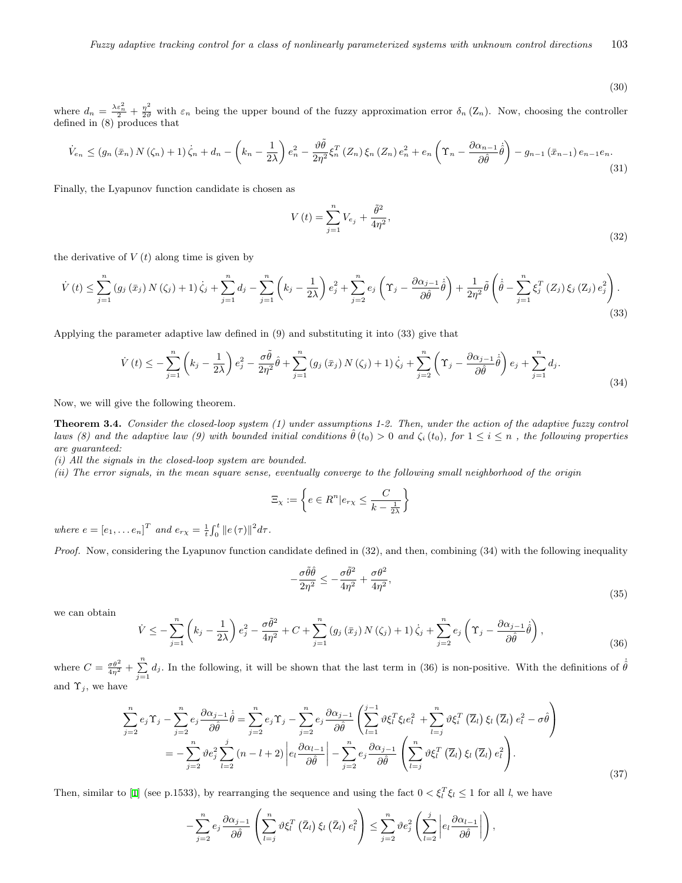$$
\tag{30}
$$

where $d_n = \frac{\lambda \varepsilon_n^2}{2} + \frac{\eta^2}{2\vartheta}$ with $\varepsilon_n$ being the upper bound of the fuzzy approximation error $\delta_n(Z_n)$. Now, choosing the controller defined in (8) produces that

$$
\dot{V}_{e_n} \leq \left(g_n(\bar{x}_n) N(\zeta_n) + 1\right)\dot{\zeta}_n + d_n - \left(k_n - \frac{1}{2\lambda}\right)e_n^2 - \frac{\vartheta\tilde{\theta}}{2\eta^2}\xi_n^T(Z_n)\xi_n(Z_n)e_n^2 + e_n\left(\Upsilon_n - \frac{\partial\alpha_{n-1}}{\partial\hat{\theta}}\dot{\hat{\theta}}\right) - g_{n-1}(\bar{x}_{n-1})e_{n-1}e_n. \tag{31}
$$

Finally, the Lyapunov function candidate is chosen as

$$
V(t) = \sum_{j=1}^{n} V_{e_j} + \frac{\tilde{\theta}^2}{4\eta^2}, \tag{32}
$$

the derivative of $V(t)$ along time is given by

$$
\dot{V}(t) \leq \sum_{j=1}^{n}\left(g_j(\bar{x}_j) N(\zeta_j) + 1\right)\dot{\zeta}_j + \sum_{j=1}^{n} d_j - \sum_{j=1}^{n}\left(k_j - \frac{1}{2\lambda}\right)e_j^2 + \sum_{j=2}^{n} e_j\left(\Upsilon_j - \frac{\partial\alpha_{j-1}}{\partial\hat{\theta}}\dot{\hat{\theta}}\right) + \frac{1}{2\eta^2}\tilde{\theta}\left(\dot{\hat{\theta}} - \sum_{j=1}^{n}\xi_j^T(Z_j)\xi_j(Z_j)e_j^2\right). \tag{33}
$$

Applying the parameter adaptive law defined in (9) and substituting it into (33) give that

$$
\dot{V}(t) \leq -\sum_{j=1}^{n}\left(k_j - \frac{1}{2\lambda}\right)e_j^2 - \frac{\sigma\tilde{\theta}}{2\eta^2}\hat{\theta} + \sum_{j=1}^{n}\left(g_j(\bar{x}_j) N(\zeta_j) + 1\right)\dot{\zeta}_j + \sum_{j=2}^{n}\left(\Upsilon_j - \frac{\partial\alpha_{j-1}}{\partial\hat{\theta}}\dot{\hat{\theta}}\right)e_j + \sum_{j=1}^{n} d_j. \tag{34}
$$

Now, we will give the following theorem.

**Theorem 3.4.** *Consider the closed-loop system (1) under assumptions 1-2. Then, under the action of the adaptive fuzzy control laws (8) and the adaptive law (9) with bounded initial conditions $\hat{\theta}(t_0) > 0$ and $\zeta_i(t_0)$, for $1 \leq i \leq n$ , the following properties are guaranteed:*

*(i) All the signals in the closed-loop system are bounded.*

*(ii) The error signals, in the mean square sense, eventually converge to the following small neighborhood of the origin*

$$
\Xi_\chi := \left\{ e \in R^n | e_{r\chi} \leq \frac{C}{k - \frac{1}{2\lambda}} \right\}
$$

*where $e = [e_1, \ldots e_n]^T$ and $e_{r\chi} = \frac{1}{t}\int_0^t \|e(\tau)\|^2 d\tau$.*

*Proof.* Now, considering the Lyapunov function candidate defined in (32), and then, combining (34) with the following inequality

$$
-\frac{\sigma\tilde{\theta}\hat{\theta}}{2\eta^2} \leq -\frac{\sigma\tilde{\theta}^2}{4\eta^2} + \frac{\sigma\theta^2}{4\eta^2}, \tag{35}
$$

we can obtain

$$
\dot{V} \leq -\sum_{j=1}^{n}\left(k_j - \frac{1}{2\lambda}\right)e_j^2 - \frac{\sigma\tilde{\theta}^2}{4\eta^2} + C + \sum_{j=1}^{n}\left(g_j(\bar{x}_j) N(\zeta_j) + 1\right)\dot{\zeta}_j + \sum_{j=2}^{n} e_j\left(\Upsilon_j - \frac{\partial\alpha_{j-1}}{\partial\hat{\theta}}\dot{\hat{\theta}}\right), \tag{36}
$$

where $C = \frac{\sigma\theta^2}{4\eta^2} + \sum_{j=1}^{n} d_j$. In the following, it will be shown that the last term in (36) is non-positive. With the definitions of $\dot{\hat{\theta}}$ and $\Upsilon_j$, we have

$$
\begin{aligned}
\sum_{j=2}^{n} e_j\Upsilon_j - \sum_{j=2}^{n} e_j\frac{\partial\alpha_{j-1}}{\partial\hat{\theta}}\dot{\hat{\theta}} &= \sum_{j=2}^{n} e_j\Upsilon_j - \sum_{j=2}^{n} e_j\frac{\partial\alpha_{j-1}}{\partial\hat{\theta}}\left(\sum_{l=1}^{j-1}\vartheta\xi_l^T\xi_l e_l^2 + \sum_{l=j}^{n}\vartheta\xi_i^T(\bar{Z}_l)\xi_l(\bar{Z}_l)e_l^2 - \sigma\hat{\theta}\right) \\
&= -\sum_{j=2}^{n}\vartheta e_j^2\sum_{l=2}^{j}(n-l+2)\left|e_l\frac{\partial\alpha_{l-1}}{\partial\hat{\theta}}\right| - \sum_{j=2}^{n} e_j\frac{\partial\alpha_{j-1}}{\partial\hat{\theta}}\left(\sum_{l=j}^{n}\vartheta\xi_l^T(\bar{Z}_l)\xi_l(\bar{Z}_l)e_l^2\right).
\end{aligned} \tag{37}
$$

Then, similar to [1] (see p.1533), by rearranging the sequence and using the fact $0 < \xi_l^T\xi_l \leq 1$ for all $l$, we have

$$
-\sum_{j=2}^{n} e_j\frac{\partial\alpha_{j-1}}{\partial\hat{\theta}}\left(\sum_{l=j}^{n}\vartheta\xi_l^T(\bar{Z}_l)\xi_l(\bar{Z}_l)e_l^2\right) \leq \sum_{j=2}^{n}\vartheta e_j^2\left(\sum_{l=2}^{j}\left|e_l\frac{\partial\alpha_{l-1}}{\partial\hat{\theta}}\right|\right),
$$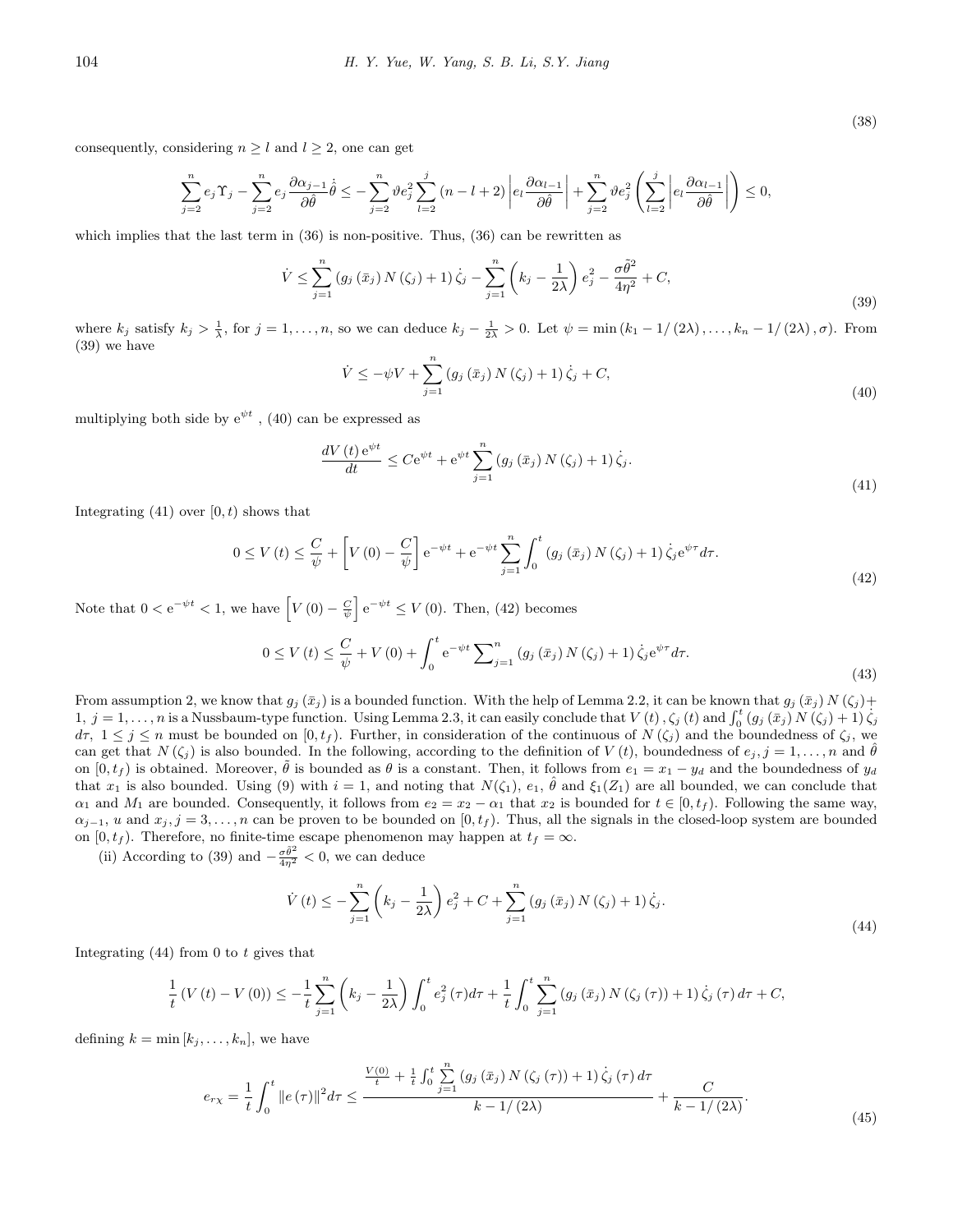$$(38)$$

consequently, considering $n \geq l$ and $l \geq 2$, one can get

$$\sum_{j=2}^{n} e_j \Upsilon_j - \sum_{j=2}^{n} e_j \frac{\partial \alpha_{j-1}}{\partial \hat{\theta}} \dot{\hat{\theta}} \leq -\sum_{j=2}^{n} \vartheta e_j^2 \sum_{l=2}^{j} (n-l+2) \left| e_l \frac{\partial \alpha_{l-1}}{\partial \hat{\theta}} \right| + \sum_{j=2}^{n} \vartheta e_j^2 \left( \sum_{l=2}^{j} \left| e_l \frac{\partial \alpha_{l-1}}{\partial \hat{\theta}} \right| \right) \leq 0,$$

which implies that the last term in (36) is non-positive. Thus, (36) can be rewritten as

$$\dot{V} \leq \sum_{j=1}^{n} \left( g_j(\bar{x}_j) N(\zeta_j) + 1 \right) \dot{\zeta}_j - \sum_{j=1}^{n} \left( k_j - \frac{1}{2\lambda} \right) e_j^2 - \frac{\sigma \tilde{\theta}^2}{4\eta^2} + C, \tag{39}$$

where $k_j$ satisfy $k_j > \frac{1}{\lambda}$, for $j = 1, \ldots, n$, so we can deduce $k_j - \frac{1}{2\lambda} > 0$. Let $\psi = \min\left(k_1 - 1/(2\lambda), \ldots, k_n - 1/(2\lambda), \sigma\right)$. From (39) we have

$$\dot{V} \leq -\psi V + \sum_{j=1}^{n} \left( g_j(\bar{x}_j) N(\zeta_j) + 1 \right) \dot{\zeta}_j + C, \tag{40}$$

multiplying both side by $\mathrm{e}^{\psi t}$ , (40) can be expressed as

$$\frac{dV(t)\,\mathrm{e}^{\psi t}}{dt} \leq C\mathrm{e}^{\psi t} + \mathrm{e}^{\psi t} \sum_{j=1}^{n} \left( g_j(\bar{x}_j) N(\zeta_j) + 1 \right) \dot{\zeta}_j. \tag{41}$$

Integrating (41) over $[0, t)$ shows that

$$0 \leq V(t) \leq \frac{C}{\psi} + \left[ V(0) - \frac{C}{\psi} \right] \mathrm{e}^{-\psi t} + \mathrm{e}^{-\psi t} \sum_{j=1}^{n} \int_0^t \left( g_j(\bar{x}_j) N(\zeta_j) + 1 \right) \dot{\zeta}_j \mathrm{e}^{\psi \tau} d\tau. \tag{42}$$

Note that $0 < \mathrm{e}^{-\psi t} < 1$, we have $\left[ V(0) - \frac{C}{\psi} \right] \mathrm{e}^{-\psi t} \leq V(0)$. Then, (42) becomes

$$0 \leq V(t) \leq \frac{C}{\psi} + V(0) + \int_0^t \mathrm{e}^{-\psi t} \sum\nolimits_{j=1}^{n} \left( g_j(\bar{x}_j) N(\zeta_j) + 1 \right) \dot{\zeta}_j \mathrm{e}^{\psi \tau} d\tau. \tag{43}$$

From assumption 2, we know that $g_j(\bar{x}_j)$ is a bounded function. With the help of Lemma 2.2, it can be known that $g_j(\bar{x}_j) N(\zeta_j) + 1$, $j = 1, \ldots, n$ is a Nussbaum-type function. Using Lemma 2.3, it can easily conclude that $V(t), \zeta_j(t)$ and $\int_0^t \left( g_j(\bar{x}_j) N(\zeta_j) + 1 \right) \dot{\zeta}_j d\tau$, $1 \leq j \leq n$ must be bounded on $[0, t_f)$. Further, in consideration of the continuous of $N(\zeta_j)$ and the boundedness of $\zeta_j$, we can get that $N(\zeta_j)$ is also bounded. In the following, according to the definition of $V(t)$, boundedness of $e_j, j = 1, \ldots, n$ and $\hat{\theta}$ on $[0, t_f)$ is obtained. Moreover, $\tilde{\theta}$ is bounded as $\theta$ is a constant. Then, it follows from $e_1 = x_1 - y_d$ and the boundedness of $y_d$ that $x_1$ is also bounded. Using (9) with $i = 1$, and noting that $N(\zeta_1)$, $e_1$, $\hat{\theta}$ and $\xi_1(Z_1)$ are all bounded, we can conclude that $\alpha_1$ and $M_1$ are bounded. Consequently, it follows from $e_2 = x_2 - \alpha_1$ that $x_2$ is bounded for $t \in [0, t_f)$. Following the same way, $\alpha_{j-1}$, $u$ and $x_j, j = 3, \ldots, n$ can be proven to be bounded on $[0, t_f)$. Thus, all the signals in the closed-loop system are bounded on $[0, t_f)$. Therefore, no finite-time escape phenomenon may happen at $t_f = \infty$.

(ii) According to (39) and $-\frac{\sigma \tilde{\theta}^2}{4\eta^2} < 0$, we can deduce

$$\dot{V}(t) \leq -\sum_{j=1}^{n} \left( k_j - \frac{1}{2\lambda} \right) e_j^2 + C + \sum_{j=1}^{n} \left( g_j(\bar{x}_j) N(\zeta_j) + 1 \right) \dot{\zeta}_j. \tag{44}$$

Integrating (44) from 0 to $t$ gives that

$$\frac{1}{t} \left( V(t) - V(0) \right) \leq -\frac{1}{t} \sum_{j=1}^{n} \left( k_j - \frac{1}{2\lambda} \right) \int_0^t e_j^2(\tau) d\tau + \frac{1}{t} \int_0^t \sum_{j=1}^{n} \left( g_j(\bar{x}_j) N(\zeta_j(\tau)) + 1 \right) \dot{\zeta}_j(\tau) d\tau + C,$$

defining $k = \min[k_j, \ldots, k_n]$, we have

$$e_{r\chi} = \frac{1}{t} \int_0^t \| e(\tau) \|^2 d\tau \leq \frac{\frac{V(0)}{t} + \frac{1}{t} \int_0^t \sum\limits_{j=1}^{n} \left( g_j(\bar{x}_j) N(\zeta_j(\tau)) + 1 \right) \dot{\zeta}_j(\tau) d\tau}{k - 1/(2\lambda)} + \frac{C}{k - 1/(2\lambda)}. \tag{45}$$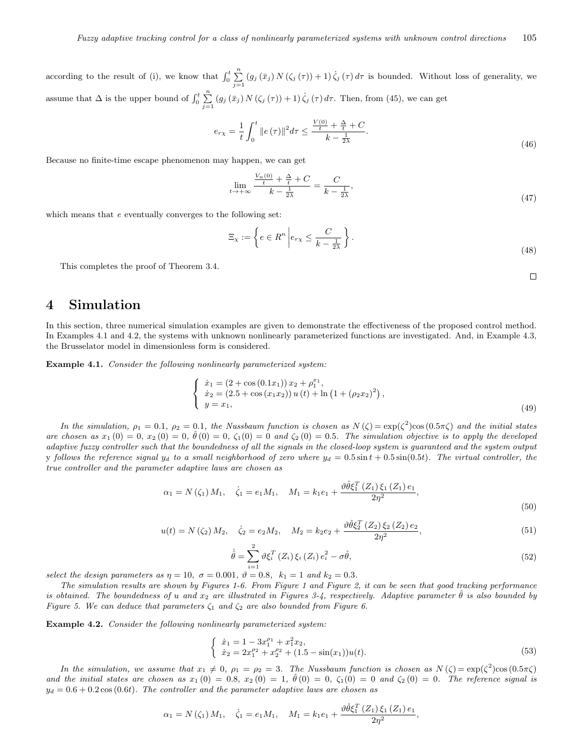according to the result of (i), we know that $\int_0^t \sum_{j=1}^{n} \left(g_j\left(\bar{x}_j\right) N\left(\zeta_j\left(\tau\right)\right) + 1\right) \dot{\zeta}_j\left(\tau\right) d\tau$ is bounded. Without loss of generality, we assume that $\Delta$ is the upper bound of $\int_0^t \sum_{j=1}^{n} \left(g_j\left(\bar{x}_j\right) N\left(\zeta_j\left(\tau\right)\right) + 1\right) \dot{\zeta}_j\left(\tau\right) d\tau$. Then, from (45), we can get

$$
e_{r\chi} = \frac{1}{t}\int_0^t \|e\left(\tau\right)\|^2 d\tau \leq \frac{\frac{V(0)}{t} + \frac{\Delta}{t} + C}{k - \frac{1}{2\lambda}}. \tag{46}
$$

Because no finite-time escape phenomenon may happen, we can get

$$
\lim_{t \to +\infty} \frac{\frac{V_n(0)}{t} + \frac{\Delta}{t} + C}{k - \frac{1}{2\lambda}} = \frac{C}{k - \frac{1}{2\lambda}}, \tag{47}
$$

which means that $e$ eventually converges to the following set:

$$
\Xi_\chi := \left\{ e \in R^n \middle| e_{r\chi} \leq \frac{C}{k - \frac{1}{2\lambda}} \right\}. \tag{48}
$$

This completes the proof of Theorem 3.4.

□

# 4 Simulation

In this section, three numerical simulation examples are given to demonstrate the effectiveness of the proposed control method. In Examples 4.1 and 4.2, the systems with unknown nonlinearly parameterized functions are investigated. And, in Example 4.3, the Brusselator model in dimensionless form is considered.

**Example 4.1.** *Consider the following nonlinearly parameterized system:*

$$
\begin{cases} \dot{x}_1 = \left(2 + \cos\left(0.1x_1\right)\right) x_2 + \rho_1^{x_1}, \\ \dot{x}_2 = \left(2.5 + \cos\left(x_1 x_2\right)\right) u\left(t\right) + \ln\left(1 + \left(\rho_2 x_2\right)^2\right), \\ y = x_1, \end{cases} \tag{49}
$$

*In the simulation, $\rho_1 = 0.1$, $\rho_2 = 0.1$, the Nussbaum function is chosen as $N\left(\zeta\right) = \exp(\zeta^2)\cos\left(0.5\pi\zeta\right)$ and the initial states are chosen as $x_1\left(0\right) = 0$, $x_2\left(0\right) = 0$, $\hat{\theta}\left(0\right) = 0$, $\zeta_1(0) = 0$ and $\zeta_2\left(0\right) = 0.5$. The simulation objective is to apply the developed adaptive fuzzy controller such that the boundedness of all the signals in the closed-loop system is guaranteed and the system output* y *follows the reference signal $y_d$ to a small neighborhood of zero where $y_d = 0.5\sin t + 0.5\sin(0.5t)$. The virtual controller, the true controller and the parameter adaptive laws are chosen as*

$$
\alpha_1 = N\left(\zeta_1\right) M_1, \quad \dot{\zeta}_1 = e_1 M_1, \quad M_1 = k_1 e_1 + \frac{\vartheta\hat{\theta}\xi_1^T\left(Z_1\right)\xi_1\left(Z_1\right)e_1}{2\eta^2}, \tag{50}
$$

$$
u(t) = N\left(\zeta_2\right) M_2, \quad \dot{\zeta}_2 = e_2 M_2, \quad M_2 = k_2 e_2 + \frac{\vartheta\hat{\theta}\xi_2^T\left(Z_2\right)\xi_2\left(Z_2\right)e_2}{2\eta^2}, \tag{51}
$$

$$
\dot{\hat{\theta}} = \sum_{i=1}^{2} \vartheta\xi_i^T\left(Z_i\right)\xi_i\left(Z_i\right)e_i^2 - \sigma\hat{\theta}, \tag{52}
$$

*select the design parameters as $\eta = 10$, $\sigma = 0.001$, $\vartheta = 0.8$, $k_1 = 1$ and $k_2 = 0.3$.*

*The simulation results are shown by Figures 1-6. From Figure 1 and Figure 2, it can be seen that good tracking performance is obtained. The boundedness of $u$ and $x_2$ are illustrated in Figures 3-4, respectively. Adaptive parameter $\hat{\theta}$ is also bounded by Figure 5. We can deduce that parameters $\zeta_1$ and $\zeta_2$ are also bounded from Figure 6.*

**Example 4.2.** *Consider the following nonlinearly parameterized system:*

$$
\begin{cases} \dot{x}_1 = 1 - 3x_1^{\rho_1} + x_1^2 x_2, \\ \dot{x}_2 = 2x_1^{\rho_2} + x_2^{\rho_2} + (1.5 - \sin(x_1))u(t). \end{cases} \tag{53}
$$

*In the simulation, we assume that $x_1 \neq 0$, $\rho_1 = \rho_2 = 3$. The Nussbaum function is chosen as $N\left(\zeta\right) = \exp(\zeta^2)\cos\left(0.5\pi\zeta\right)$ and the initial states are chosen as $x_1\left(0\right) = 0.8$, $x_2\left(0\right) = 1$, $\hat{\theta}\left(0\right) = 0$, $\zeta_1(0) = 0$ and $\zeta_2\left(0\right) = 0$. The reference signal is $y_d = 0.6 + 0.2\cos\left(0.6t\right)$. The controller and the parameter adaptive laws are chosen as*

$$
\alpha_1 = N\left(\zeta_1\right) M_1, \quad \dot{\zeta}_1 = e_1 M_1, \quad M_1 = k_1 e_1 + \frac{\vartheta\hat{\theta}\xi_1^T\left(Z_1\right)\xi_1\left(Z_1\right)e_1}{2\eta^2},
$$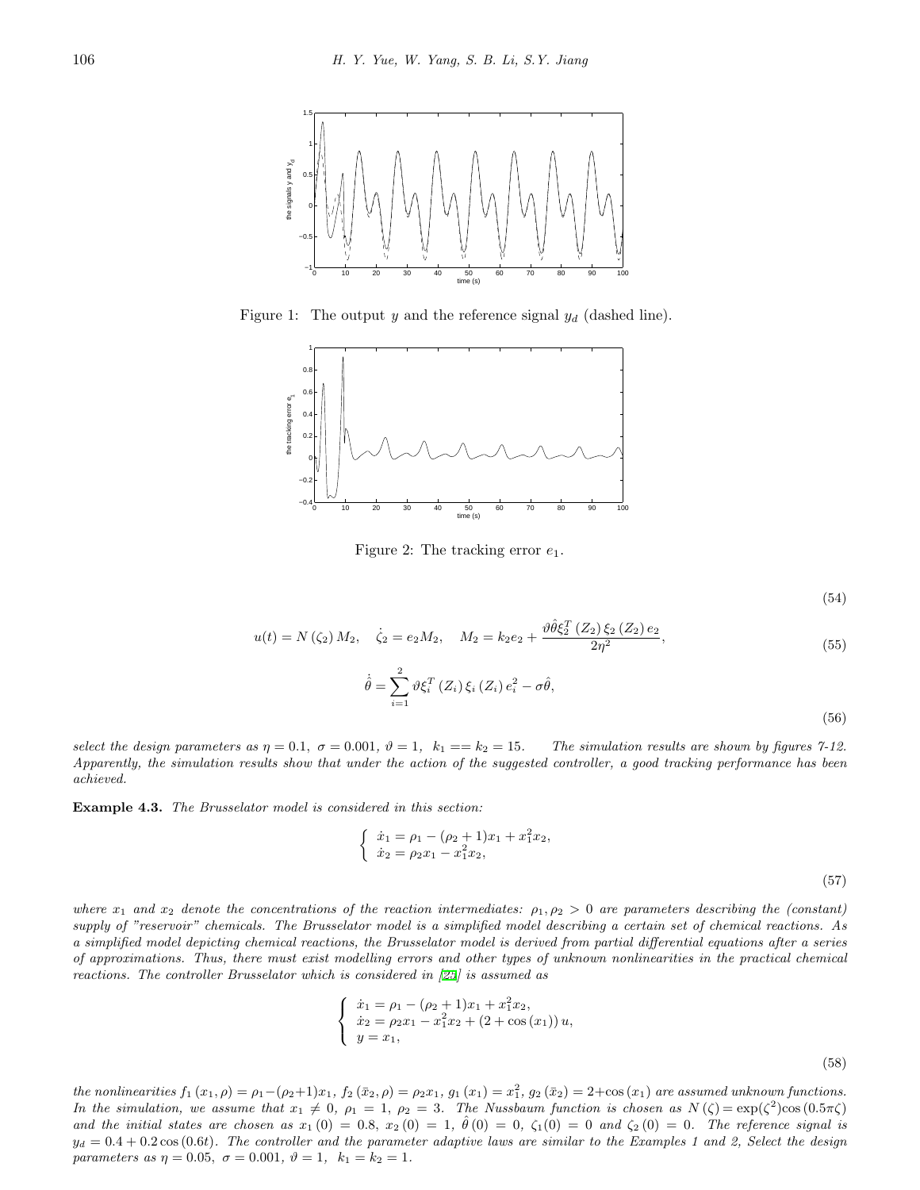Figure 1: The output $y$ and the reference signal $y_d$ (dashed line).

Figure 2: The tracking error $e_1$.

$$(54)$$

$$u(t) = N(\zeta_2) M_2, \quad \dot{\zeta}_2 = e_2 M_2, \quad M_2 = k_2 e_2 + \frac{\vartheta \hat{\theta} \xi_2^T(Z_2) \xi_2(Z_2) e_2}{2\eta^2}, \tag{55}$$

$$\dot{\hat{\theta}} = \sum_{i=1}^{2} \vartheta \xi_i^T(Z_i) \xi_i(Z_i) e_i^2 - \sigma \hat{\theta}, \tag{56}$$

*select the design parameters as $\eta = 0.1$, $\sigma = 0.001$, $\vartheta = 1$, $k_1 == k_2 = 15$. The simulation results are shown by figures 7-12. Apparently, the simulation results show that under the action of the suggested controller, a good tracking performance has been achieved.*

**Example 4.3.** *The Brusselator model is considered in this section:*

$$\begin{cases} \dot{x}_1 = \rho_1 - (\rho_2 + 1)x_1 + x_1^2 x_2, \\ \dot{x}_2 = \rho_2 x_1 - x_1^2 x_2, \end{cases} \tag{57}$$

*where $x_1$ and $x_2$ denote the concentrations of the reaction intermediates: $\rho_1, \rho_2 > 0$ are parameters describing the (constant) supply of "reservoir" chemicals. The Brusselator model is a simplified model describing a certain set of chemical reactions. As a simplified model depicting chemical reactions, the Brusselator model is derived from partial differential equations after a series of approximations. Thus, there must exist modelling errors and other types of unknown nonlinearities in the practical chemical reactions. The controller Brusselator which is considered in [25] is assumed as*

$$\begin{cases} \dot{x}_1 = \rho_1 - (\rho_2 + 1)x_1 + x_1^2 x_2, \\ \dot{x}_2 = \rho_2 x_1 - x_1^2 x_2 + (2 + \cos(x_1))\, u, \\ y = x_1, \end{cases} \tag{58}$$

*the nonlinearities $f_1(x_1, \rho) = \rho_1 - (\rho_2+1)x_1$, $f_2(\bar{x}_2, \rho) = \rho_2 x_1$, $g_1(x_1) = x_1^2$, $g_2(\bar{x}_2) = 2 + \cos(x_1)$ are assumed unknown functions. In the simulation, we assume that $x_1 \neq 0$, $\rho_1 = 1$, $\rho_2 = 3$. The Nussbaum function is chosen as $N(\zeta) = \exp(\zeta^2)\cos(0.5\pi\zeta)$ and the initial states are chosen as $x_1(0) = 0.8$, $x_2(0) = 1$, $\hat{\theta}(0) = 0$, $\zeta_1(0) = 0$ and $\zeta_2(0) = 0$. The reference signal is $y_d = 0.4 + 0.2\cos(0.6t)$. The controller and the parameter adaptive laws are similar to the Examples 1 and 2, Select the design parameters as $\eta = 0.05$, $\sigma = 0.001$, $\vartheta = 1$, $k_1 = k_2 = 1$.*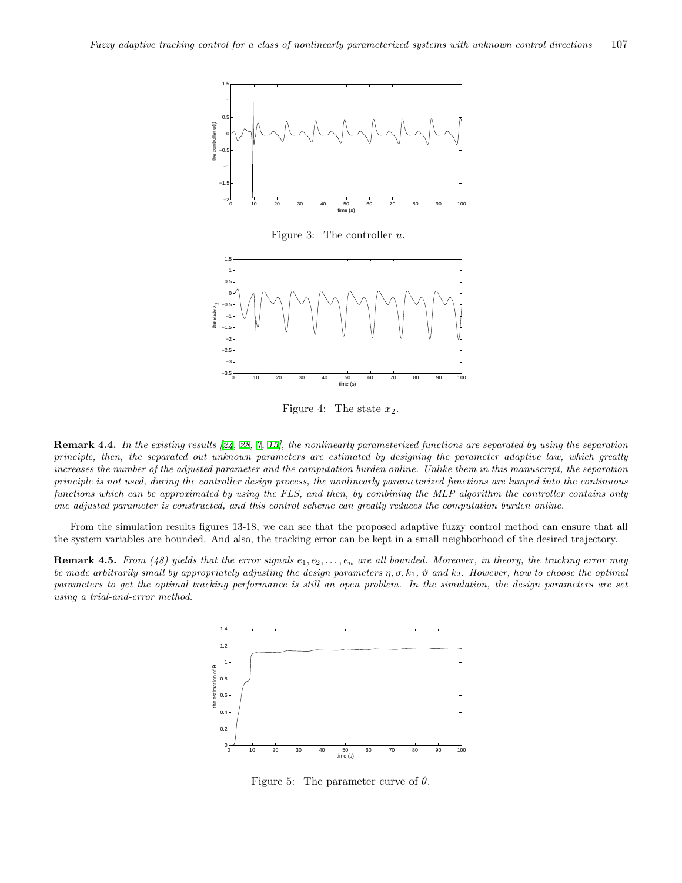Figure 3: The controller $u$.

Figure 4: The state $x_2$.

**Remark 4.4.** *In the existing results [22, 28, 7, 15], the nonlinearly parameterized functions are separated by using the separation principle, then, the separated out unknown parameters are estimated by designing the parameter adaptive law, which greatly increases the number of the adjusted parameter and the computation burden online. Unlike them in this manuscript, the separation principle is not used, during the controller design process, the nonlinearly parameterized functions are lumped into the continuous functions which can be approximated by using the FLS, and then, by combining the MLP algorithm the controller contains only one adjusted parameter is constructed, and this control scheme can greatly reduces the computation burden online.*

From the simulation results figures 13-18, we can see that the proposed adaptive fuzzy control method can ensure that all the system variables are bounded. And also, the tracking error can be kept in a small neighborhood of the desired trajectory.

**Remark 4.5.** *From (48) yields that the error signals $e_1, e_2, \ldots, e_n$ are all bounded. Moreover, in theory, the tracking error may be made arbitrarily small by appropriately adjusting the design parameters $\eta, \sigma, k_1$, $\vartheta$ and $k_2$. However, how to choose the optimal parameters to get the optimal tracking performance is still an open problem. In the simulation, the design parameters are set using a trial-and-error method.*

Figure 5: The parameter curve of $\theta$.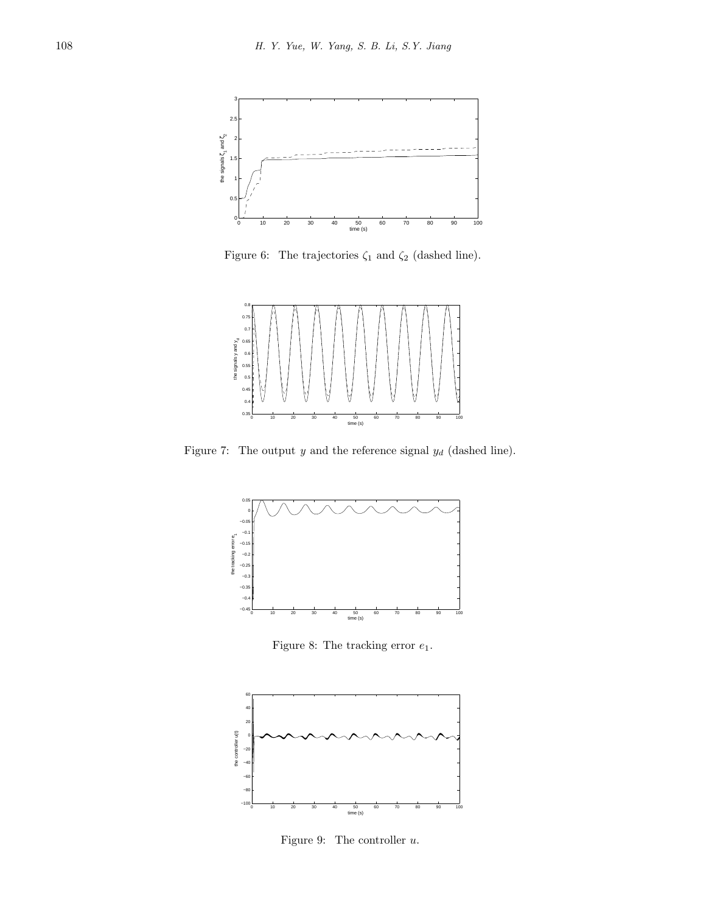Figure 6: The trajectories $\zeta_1$ and $\zeta_2$ (dashed line).

Figure 7: The output $y$ and the reference signal $y_d$ (dashed line).

Figure 8: The tracking error $e_1$.

Figure 9: The controller $u$.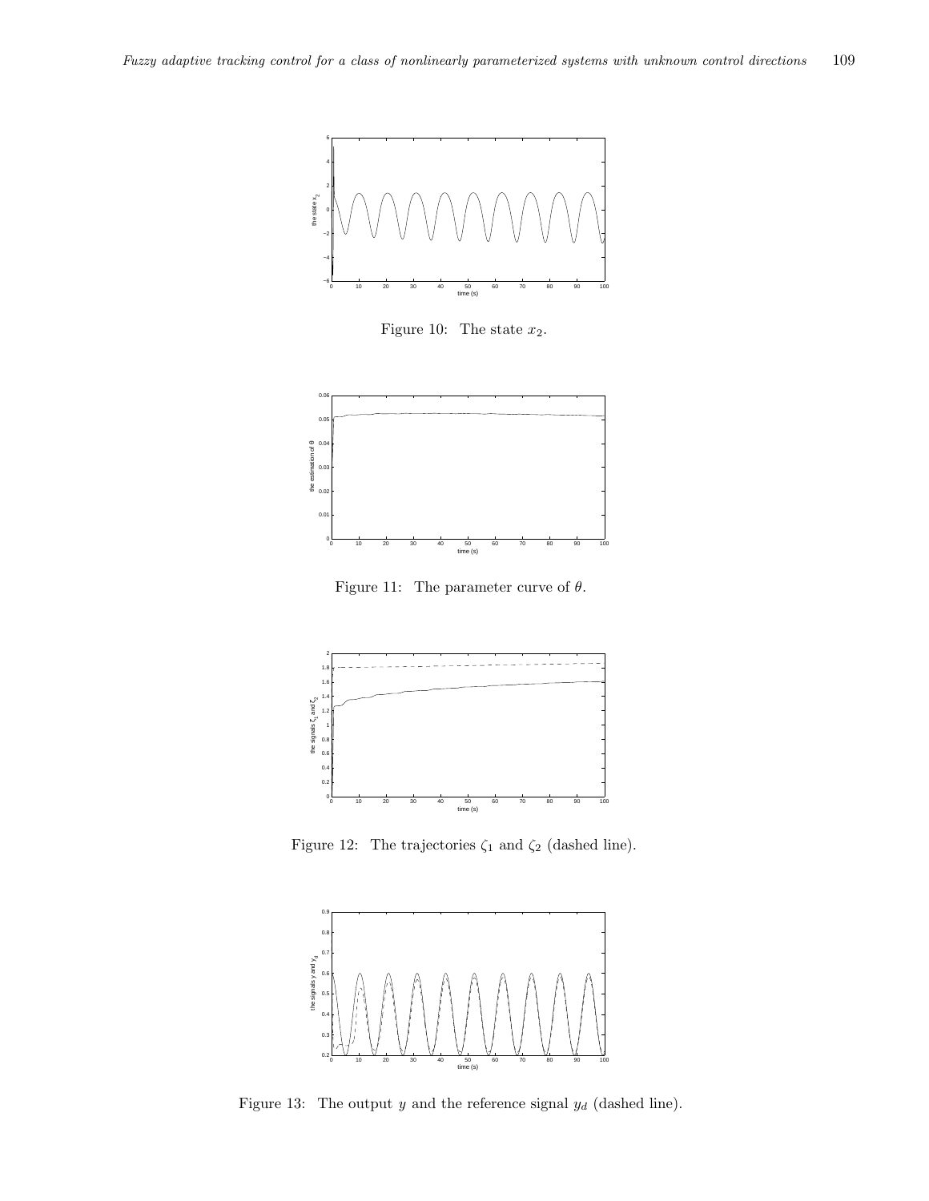Figure 10: The state $x_2$.

Figure 11: The parameter curve of $\theta$.

Figure 12: The trajectories $\zeta_1$ and $\zeta_2$ (dashed line).

Figure 13: The output $y$ and the reference signal $y_d$ (dashed line).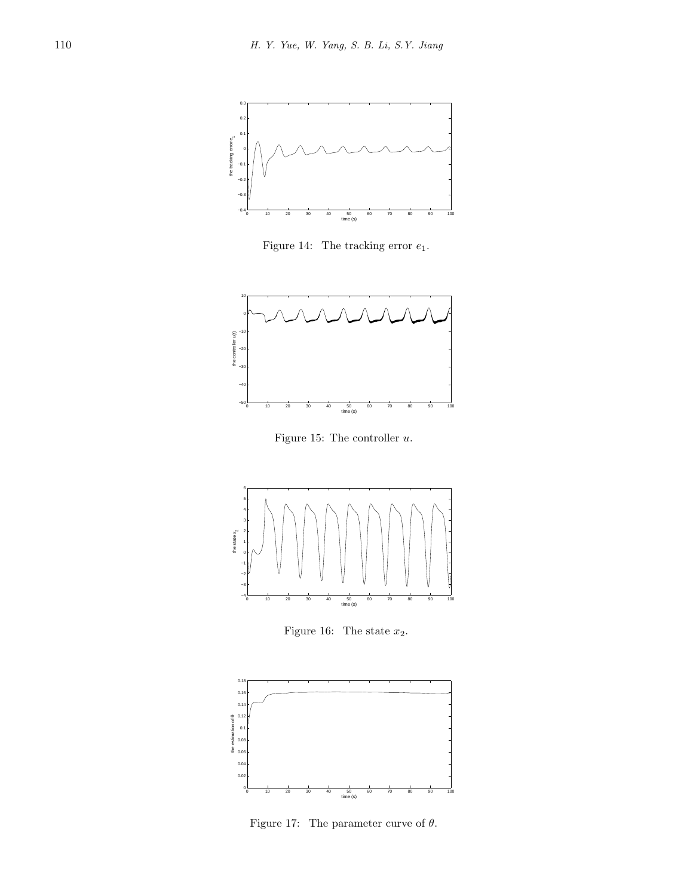Figure 14: The tracking error $e_1$.

Figure 15: The controller $u$.

Figure 16: The state $x_2$.

Figure 17: The parameter curve of $\theta$.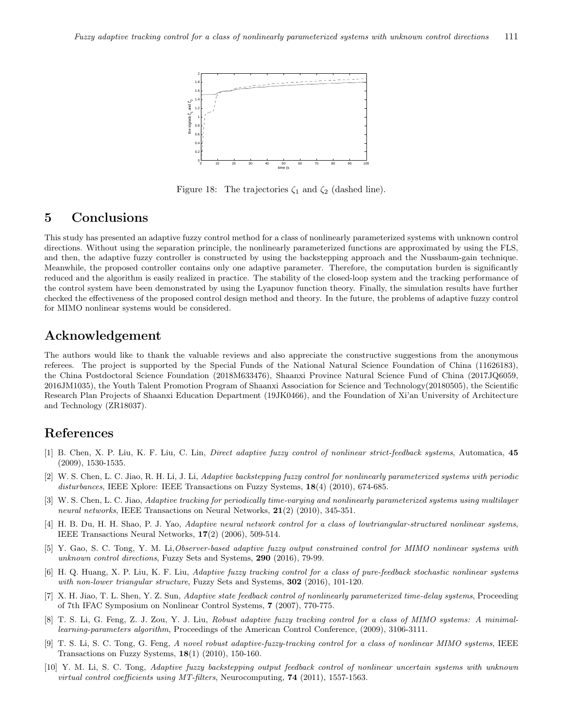Figure 18: The trajectories $\zeta_1$ and $\zeta_2$ (dashed line).

## 5 Conclusions

This study has presented an adaptive fuzzy control method for a class of nonlinearly parameterized systems with unknown control directions. Without using the separation principle, the nonlinearly parameterized functions are approximated by using the FLS, and then, the adaptive fuzzy controller is constructed by using the backstepping approach and the Nussbaum-gain technique. Meanwhile, the proposed controller contains only one adaptive parameter. Therefore, the computation burden is significantly reduced and the algorithm is easily realized in practice. The stability of the closed-loop system and the tracking performance of the control system have been demonstrated by using the Lyapunov function theory. Finally, the simulation results have further checked the effectiveness of the proposed control design method and theory. In the future, the problems of adaptive fuzzy control for MIMO nonlinear systems would be considered.

## Acknowledgement

The authors would like to thank the valuable reviews and also appreciate the constructive suggestions from the anonymous referees. The project is supported by the Special Funds of the National Natural Science Foundation of China (11626183), the China Postdoctoral Science Foundation (2018M633476), Shaanxi Province Natural Science Fund of China (2017JQ6059, 2016JM1035), the Youth Talent Promotion Program of Shaanxi Association for Science and Technology(20180505), the Scientific Research Plan Projects of Shaanxi Education Department (19JK0466), and the Foundation of Xi'an University of Architecture and Technology (ZR18037).

## References

[1] B. Chen, X. P. Liu, K. F. Liu, C. Lin, *Direct adaptive fuzzy control of nonlinear strict-feedback systems*, Automatica, **45** (2009), 1530-1535.

[2] W. S. Chen, L. C. Jiao, R. H. Li, J. Li, *Adaptive backstepping fuzzy control for nonlinearly parameterized systems with periodic disturbances*, IEEE Xplore: IEEE Transactions on Fuzzy Systems, **18**(4) (2010), 674-685.

[3] W. S. Chen, L. C. Jiao, *Adaptive tracking for periodically time-varying and nonlinearly parameterized systems using multilayer neural networks*, IEEE Transactions on Neural Networks, **21**(2) (2010), 345-351.

[4] H. B. Du, H. H. Shao, P. J. Yao, *Adaptive neural network control for a class of lowtriangular-structured nonlinear systems*, IEEE Transactions Neural Networks, **17**(2) (2006), 509-514.

[5] Y. Gao, S. C. Tong, Y. M. Li,*Observer-based adaptive fuzzy output constrained control for MIMO nonlinear systems with unknown control directions*, Fuzzy Sets and Systems, **290** (2016), 79-99.

[6] H. Q. Huang, X. P. Liu, K. F. Liu, *Adaptive fuzzy tracking control for a class of pure-feedback stochastic nonlinear systems with non-lower triangular structure*, Fuzzy Sets and Systems, **302** (2016), 101-120.

[7] X. H. Jiao, T. L. Shen, Y. Z. Sun, *Adaptive state feedback control of nonlinearly parameterized time-delay systems*, Proceeding of 7th IFAC Symposium on Nonlinear Control Systems, **7** (2007), 770-775.

[8] T. S. Li, G. Feng, Z. J. Zou, Y. J. Liu, *Robust adaptive fuzzy tracking control for a class of MIMO systems: A minimal-learning-parameters algorithm*, Proceedings of the American Control Conference, (2009), 3106-3111.

[9] T. S. Li, S. C. Tong, G. Feng, *A novel robust adaptive-fuzzy-tracking control for a class of nonlinear MIMO systems*, IEEE Transactions on Fuzzy Systems, **18**(1) (2010), 150-160.

[10] Y. M. Li, S. C. Tong, *Adaptive fuzzy backstepping output feedback control of nonlinear uncertain systems with unknown virtual control coefficients using MT-filters*, Neurocomputing, **74** (2011), 1557-1563.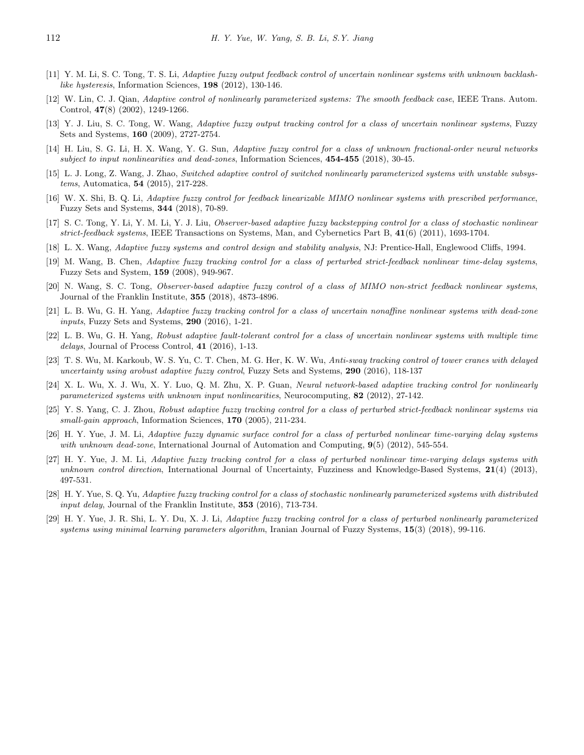[11] Y. M. Li, S. C. Tong, T. S. Li, *Adaptive fuzzy output feedback control of uncertain nonlinear systems with unknown backlash-like hysteresis*, Information Sciences, **198** (2012), 130-146.

[12] W. Lin, C. J. Qian, *Adaptive control of nonlinearly parameterized systems: The smooth feedback case*, IEEE Trans. Autom. Control, **47**(8) (2002), 1249-1266.

[13] Y. J. Liu, S. C. Tong, W. Wang, *Adaptive fuzzy output tracking control for a class of uncertain nonlinear systems*, Fuzzy Sets and Systems, **160** (2009), 2727-2754.

[14] H. Liu, S. G. Li, H. X. Wang, Y. G. Sun, *Adaptive fuzzy control for a class of unknown fractional-order neural networks subject to input nonlinearities and dead-zones*, Information Sciences, **454-455** (2018), 30-45.

[15] L. J. Long, Z. Wang, J. Zhao, *Switched adaptive control of switched nonlinearly parameterized systems with unstable subsystems*, Automatica, **54** (2015), 217-228.

[16] W. X. Shi, B. Q. Li, *Adaptive fuzzy control for feedback linearizable MIMO nonlinear systems with prescribed performance*, Fuzzy Sets and Systems, **344** (2018), 70-89.

[17] S. C. Tong, Y. Li, Y. M. Li, Y. J. Liu, *Observer-based adaptive fuzzy backstepping control for a class of stochastic nonlinear strict-feedback systems*, IEEE Transactions on Systems, Man, and Cybernetics Part B, **41**(6) (2011), 1693-1704.

[18] L. X. Wang, *Adaptive fuzzy systems and control design and stability analysis*, NJ: Prentice-Hall, Englewood Cliffs, 1994.

[19] M. Wang, B. Chen, *Adaptive fuzzy tracking control for a class of perturbed strict-feedback nonlinear time-delay systems*, Fuzzy Sets and System, **159** (2008), 949-967.

[20] N. Wang, S. C. Tong, *Observer-based adaptive fuzzy control of a class of MIMO non-strict feedback nonlinear systems*, Journal of the Franklin Institute, **355** (2018), 4873-4896.

[21] L. B. Wu, G. H. Yang, *Adaptive fuzzy tracking control for a class of uncertain nonaffine nonlinear systems with dead-zone inputs*, Fuzzy Sets and Systems, **290** (2016), 1-21.

[22] L. B. Wu, G. H. Yang, *Robust adaptive fault-tolerant control for a class of uncertain nonlinear systems with multiple time delays*, Journal of Process Control, **41** (2016), 1-13.

[23] T. S. Wu, M. Karkoub, W. S. Yu, C. T. Chen, M. G. Her, K. W. Wu, *Anti-sway tracking control of tower cranes with delayed uncertainty using arobust adaptive fuzzy control*, Fuzzy Sets and Systems, **290** (2016), 118-137

[24] X. L. Wu, X. J. Wu, X. Y. Luo, Q. M. Zhu, X. P. Guan, *Neural network-based adaptive tracking control for nonlinearly parameterized systems with unknown input nonlinearities*, Neurocomputing, **82** (2012), 27-142.

[25] Y. S. Yang, C. J. Zhou, *Robust adaptive fuzzy tracking control for a class of perturbed strict-feedback nonlinear systems via small-gain approach*, Information Sciences, **170** (2005), 211-234.

[26] H. Y. Yue, J. M. Li, *Adaptive fuzzy dynamic surface control for a class of perturbed nonlinear time-varying delay systems with unknown dead-zone*, International Journal of Automation and Computing, **9**(5) (2012), 545-554.

[27] H. Y. Yue, J. M. Li, *Adaptive fuzzy tracking control for a class of perturbed nonlinear time-varying delays systems with unknown control direction*, International Journal of Uncertainty, Fuzziness and Knowledge-Based Systems, **21**(4) (2013), 497-531.

[28] H. Y. Yue, S. Q. Yu, *Adaptive fuzzy tracking control for a class of stochastic nonlinearly parameterized systems with distributed input delay*, Journal of the Franklin Institute, **353** (2016), 713-734.

[29] H. Y. Yue, J. R. Shi, L. Y. Du, X. J. Li, *Adaptive fuzzy tracking control for a class of perturbed nonlinearly parameterized systems using minimal learning parameters algorithm*, Iranian Journal of Fuzzy Systems, **15**(3) (2018), 99-116.